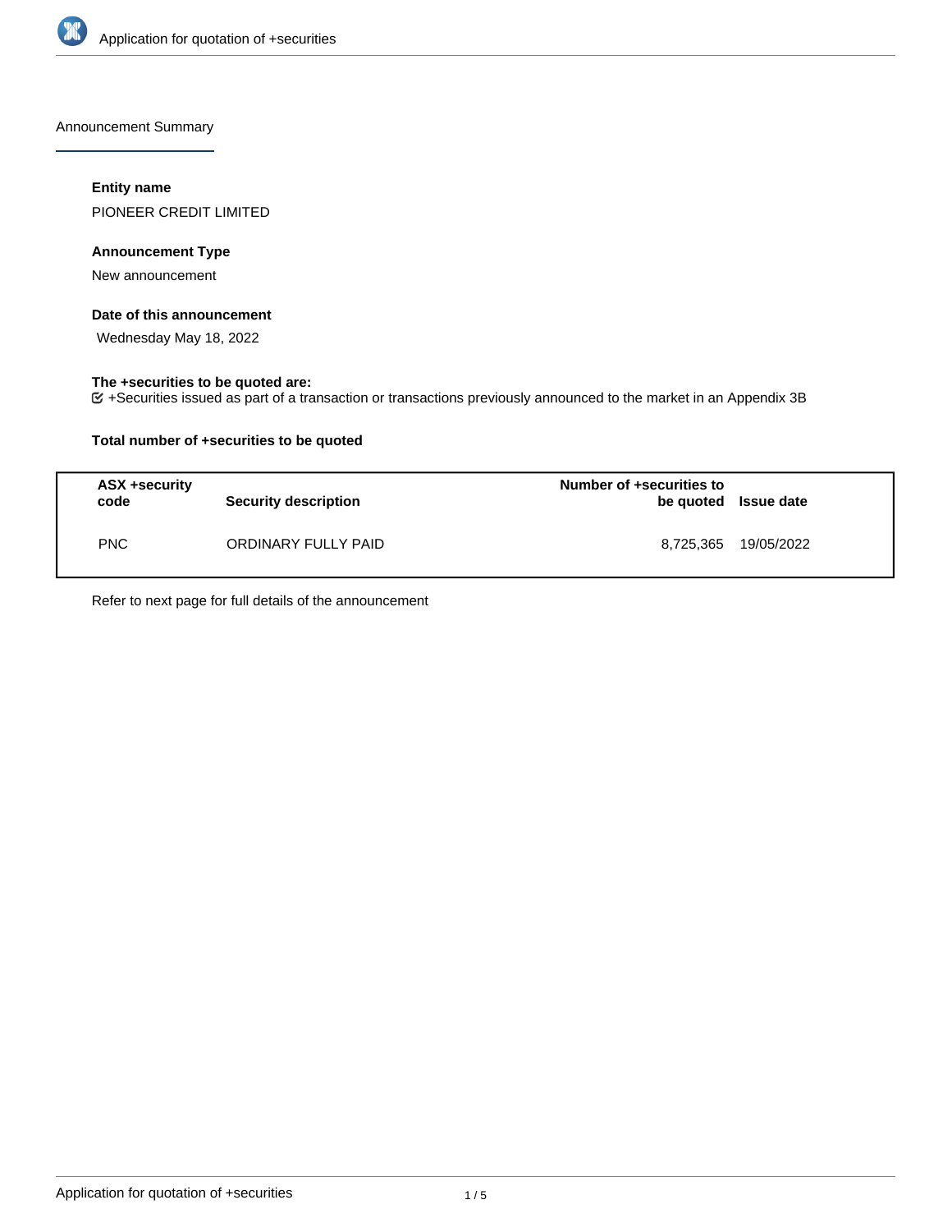Announcement Summary

### Entity name

PIONEER CREDIT LIMITED

### Announcement Type

New announcement

### Date of this announcement

Wednesday May 18, 2022

### The +securities to be quoted are:

☑ +Securities issued as part of a transaction or transactions previously announced to the market in an Appendix 3B

### Total number of +securities to be quoted

| ASX +security code | Security description | Number of +securities to be quoted | Issue date |
| --- | --- | --- | --- |
| PNC | ORDINARY FULLY PAID | 8,725,365 | 19/05/2022 |

Refer to next page for full details of the announcement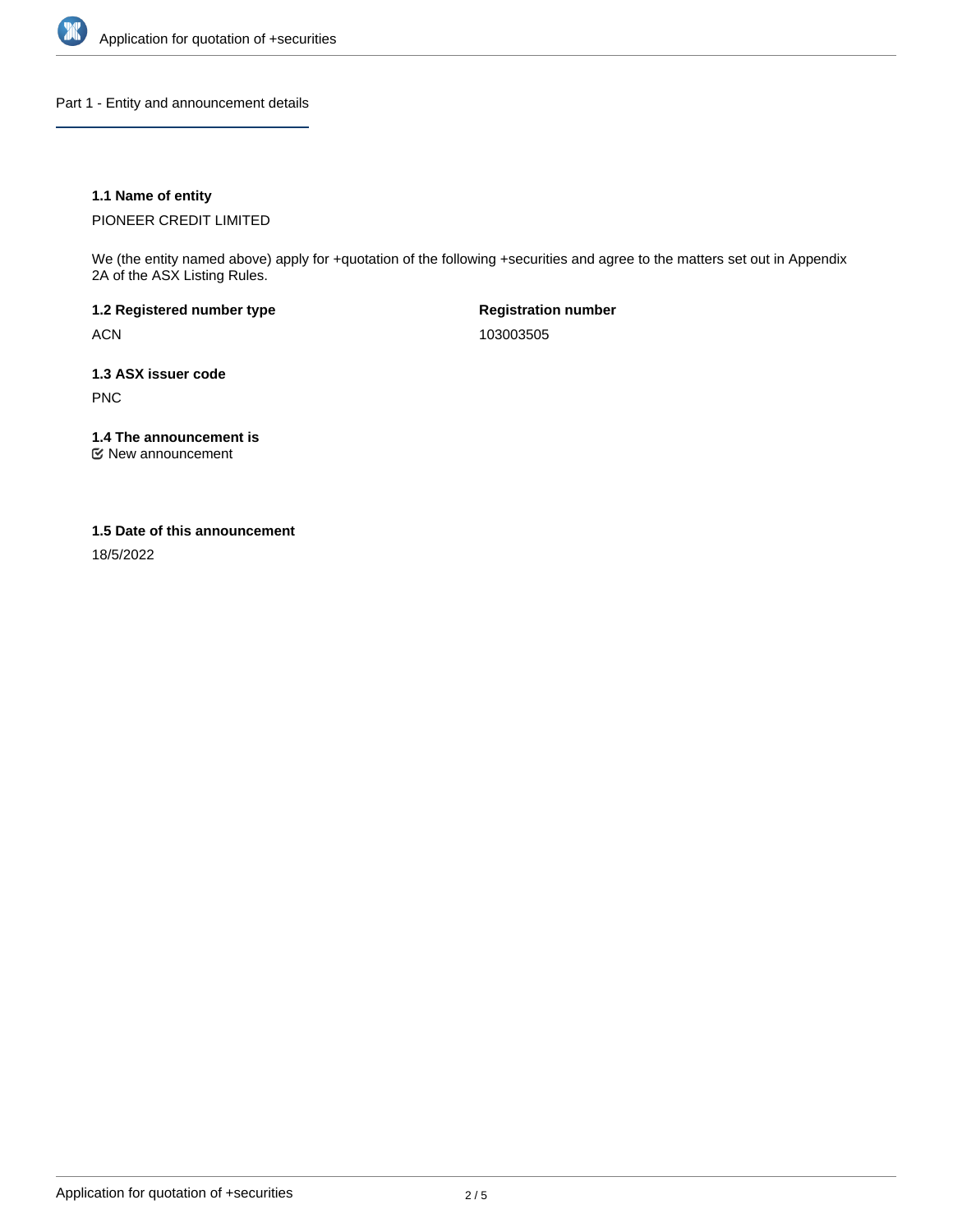## Part 1 - Entity and announcement details

**1.1 Name of entity**

PIONEER CREDIT LIMITED

We (the entity named above) apply for +quotation of the following +securities and agree to the matters set out in Appendix 2A of the ASX Listing Rules.

**1.2 Registered number type**

ACN

**Registration number**

103003505

**1.3 ASX issuer code**

PNC

**1.4 The announcement is**

☑ New announcement

**1.5 Date of this announcement**

18/5/2022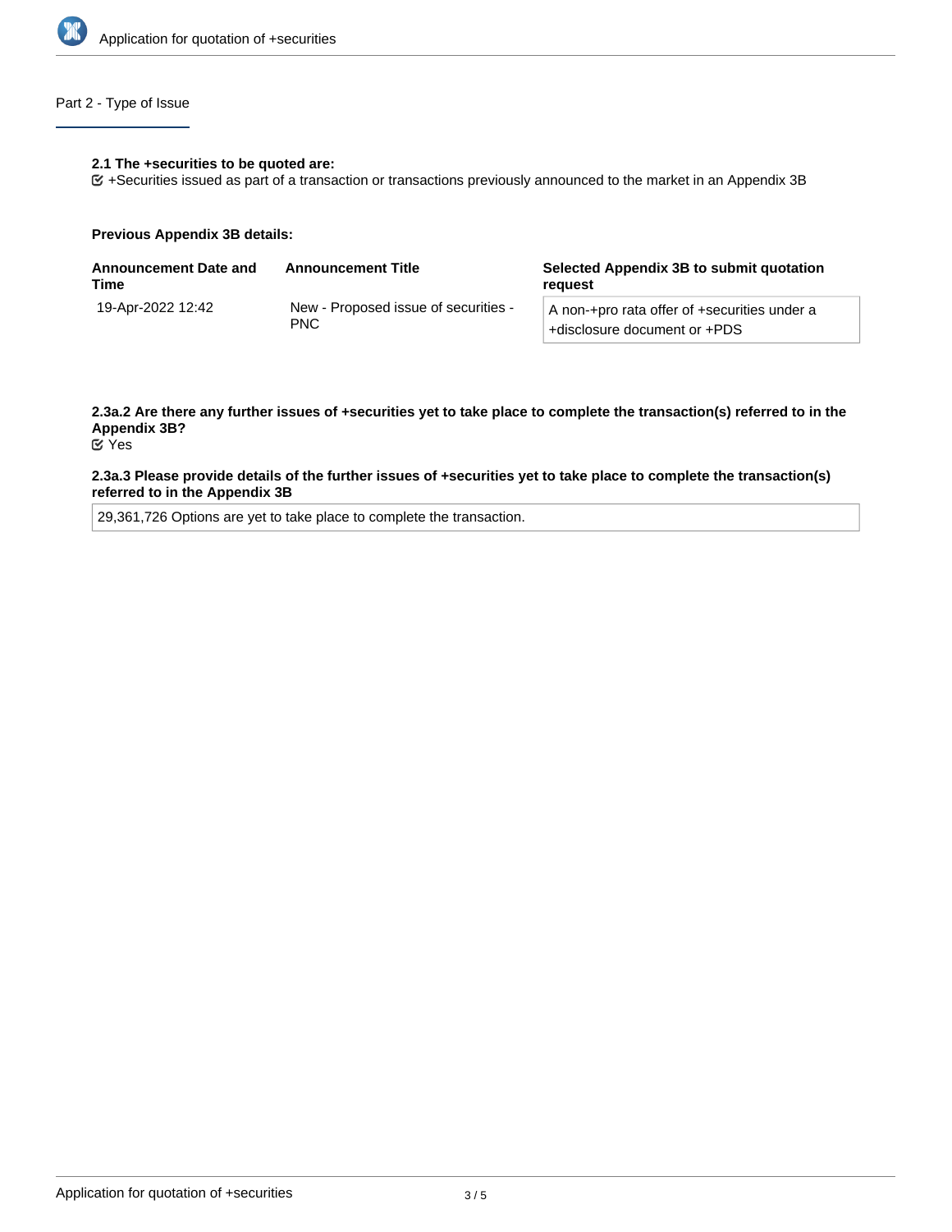## Part 2 - Type of Issue

**2.1 The +securities to be quoted are:**

☑ +Securities issued as part of a transaction or transactions previously announced to the market in an Appendix 3B

**Previous Appendix 3B details:**

| Announcement Date and Time | Announcement Title | Selected Appendix 3B to submit quotation request |
| --- | --- | --- |
| 19-Apr-2022 12:42 | New - Proposed issue of securities - PNC | A non-+pro rata offer of +securities under a +disclosure document or +PDS |

**2.3a.2 Are there any further issues of +securities yet to take place to complete the transaction(s) referred to in the Appendix 3B?**

☑ Yes

**2.3a.3 Please provide details of the further issues of +securities yet to take place to complete the transaction(s) referred to in the Appendix 3B**

29,361,726 Options are yet to take place to complete the transaction.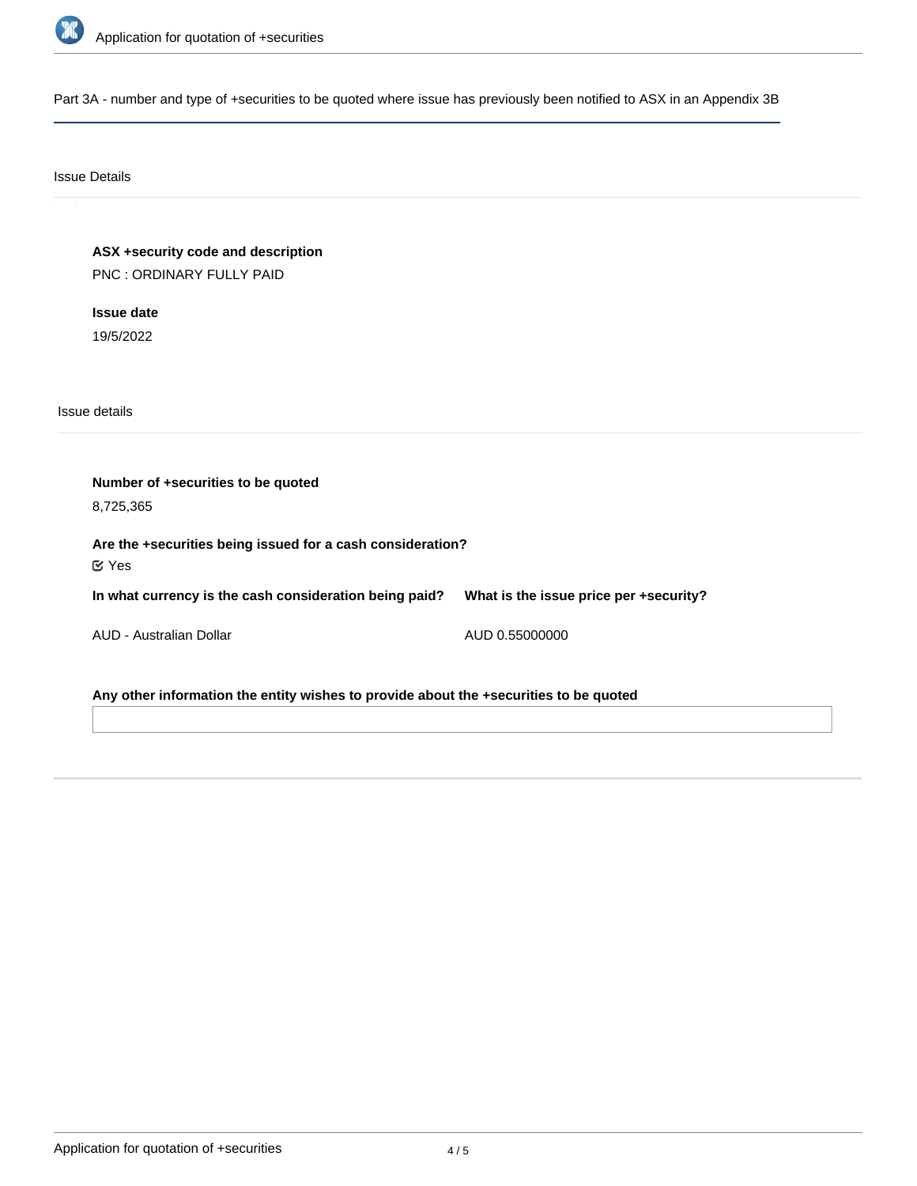Part 3A - number and type of +securities to be quoted where issue has previously been notified to ASX in an Appendix 3B

## Issue Details

**ASX +security code and description**

PNC : ORDINARY FULLY PAID

**Issue date**

19/5/2022

## Issue details

**Number of +securities to be quoted**

8,725,365

**Are the +securities being issued for a cash consideration?**

☑ Yes

| In what currency is the cash consideration being paid? | What is the issue price per +security? |
| --- | --- |
| AUD - Australian Dollar | AUD 0.55000000 |

**Any other information the entity wishes to provide about the +securities to be quoted**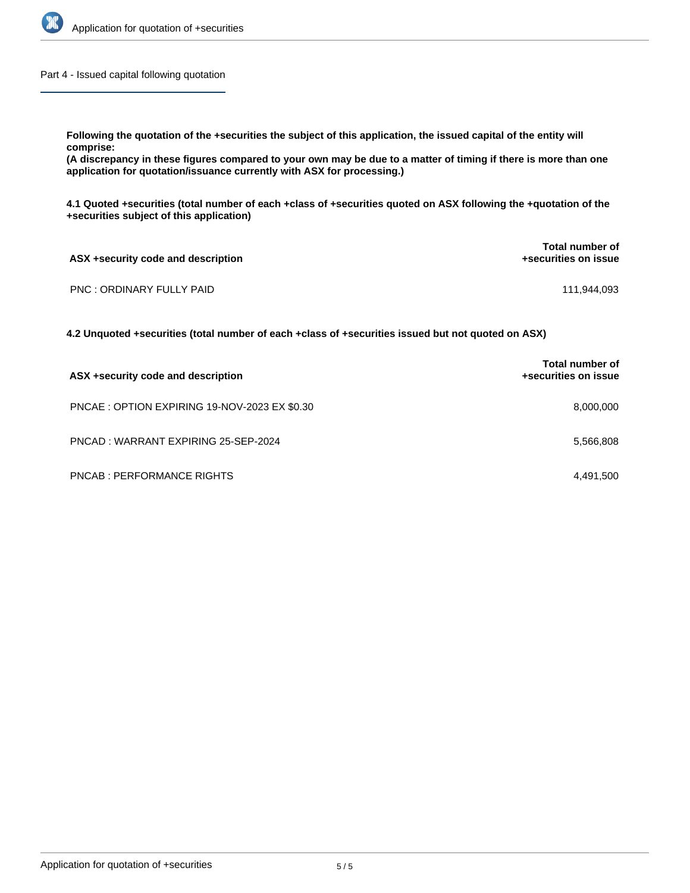## Part 4 - Issued capital following quotation

**Following the quotation of the +securities the subject of this application, the issued capital of the entity will comprise:**
**(A discrepancy in these figures compared to your own may be due to a matter of timing if there is more than one application for quotation/issuance currently with ASX for processing.)**

**4.1 Quoted +securities (total number of each +class of +securities quoted on ASX following the +quotation of the +securities subject of this application)**

| ASX +security code and description | Total number of +securities on issue |
| --- | --- |
| PNC : ORDINARY FULLY PAID | 111,944,093 |

**4.2 Unquoted +securities (total number of each +class of +securities issued but not quoted on ASX)**

| ASX +security code and description | Total number of +securities on issue |
| --- | --- |
| PNCAE : OPTION EXPIRING 19-NOV-2023 EX $0.30 | 8,000,000 |
| PNCAD : WARRANT EXPIRING 25-SEP-2024 | 5,566,808 |
| PNCAB : PERFORMANCE RIGHTS | 4,491,500 |